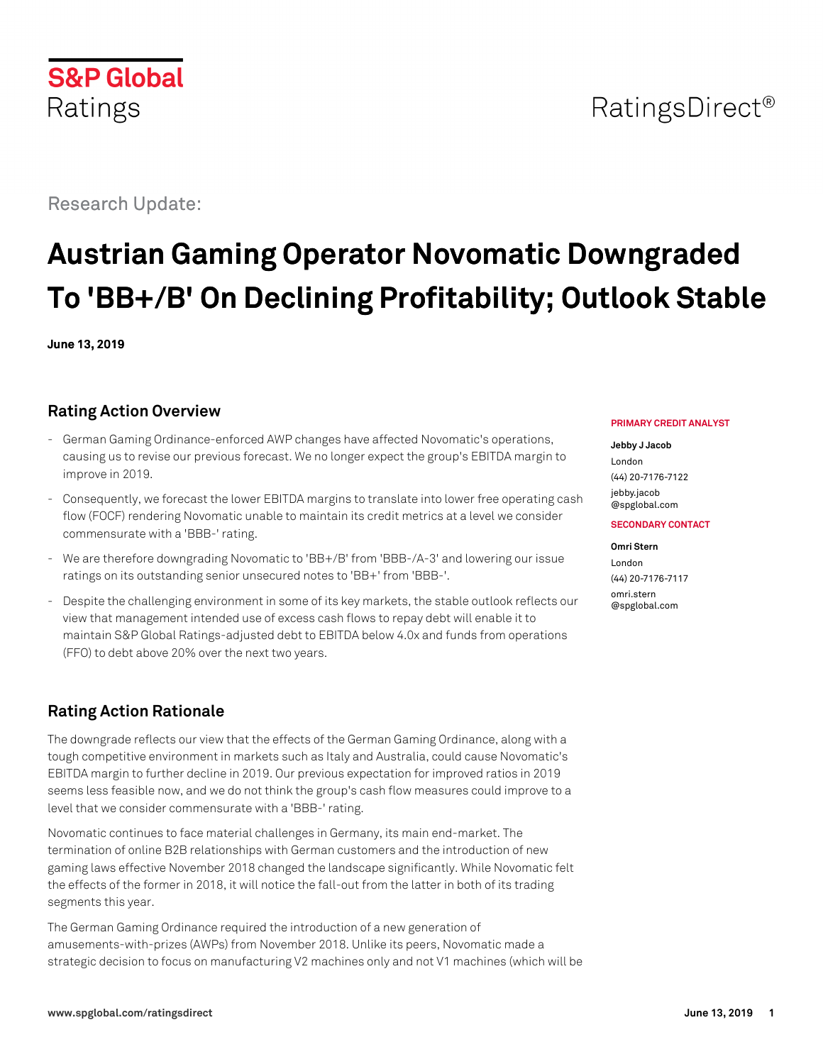S&P Global Ratings

RatingsDirect®

Research Update:

# Austrian Gaming Operator Novomatic Downgraded To 'BB+/B' On Declining Profitability; Outlook Stable

**June 13, 2019**

## Rating Action Overview

- German Gaming Ordinance-enforced AWP changes have affected Novomatic's operations, causing us to revise our previous forecast. We no longer expect the group's EBITDA margin to improve in 2019.
- Consequently, we forecast the lower EBITDA margins to translate into lower free operating cash flow (FOCF) rendering Novomatic unable to maintain its credit metrics at a level we consider commensurate with a 'BBB-' rating.
- We are therefore downgrading Novomatic to 'BB+/B' from 'BBB-/A-3' and lowering our issue ratings on its outstanding senior unsecured notes to 'BB+' from 'BBB-'.
- Despite the challenging environment in some of its key markets, the stable outlook reflects our view that management intended use of excess cash flows to repay debt will enable it to maintain S&P Global Ratings-adjusted debt to EBITDA below 4.0x and funds from operations (FFO) to debt above 20% over the next two years.

**PRIMARY CREDIT ANALYST**

**Jebby J Jacob**
London
(44) 20-7176-7122
jebby.jacob@spglobal.com

**SECONDARY CONTACT**

**Omri Stern**
London
(44) 20-7176-7117
omri.stern@spglobal.com

## Rating Action Rationale

The downgrade reflects our view that the effects of the German Gaming Ordinance, along with a tough competitive environment in markets such as Italy and Australia, could cause Novomatic's EBITDA margin to further decline in 2019. Our previous expectation for improved ratios in 2019 seems less feasible now, and we do not think the group's cash flow measures could improve to a level that we consider commensurate with a 'BBB-' rating.

Novomatic continues to face material challenges in Germany, its main end-market. The termination of online B2B relationships with German customers and the introduction of new gaming laws effective November 2018 changed the landscape significantly. While Novomatic felt the effects of the former in 2018, it will notice the fall-out from the latter in both of its trading segments this year.

The German Gaming Ordinance required the introduction of a new generation of amusements-with-prizes (AWPs) from November 2018. Unlike its peers, Novomatic made a strategic decision to focus on manufacturing V2 machines only and not V1 machines (which will be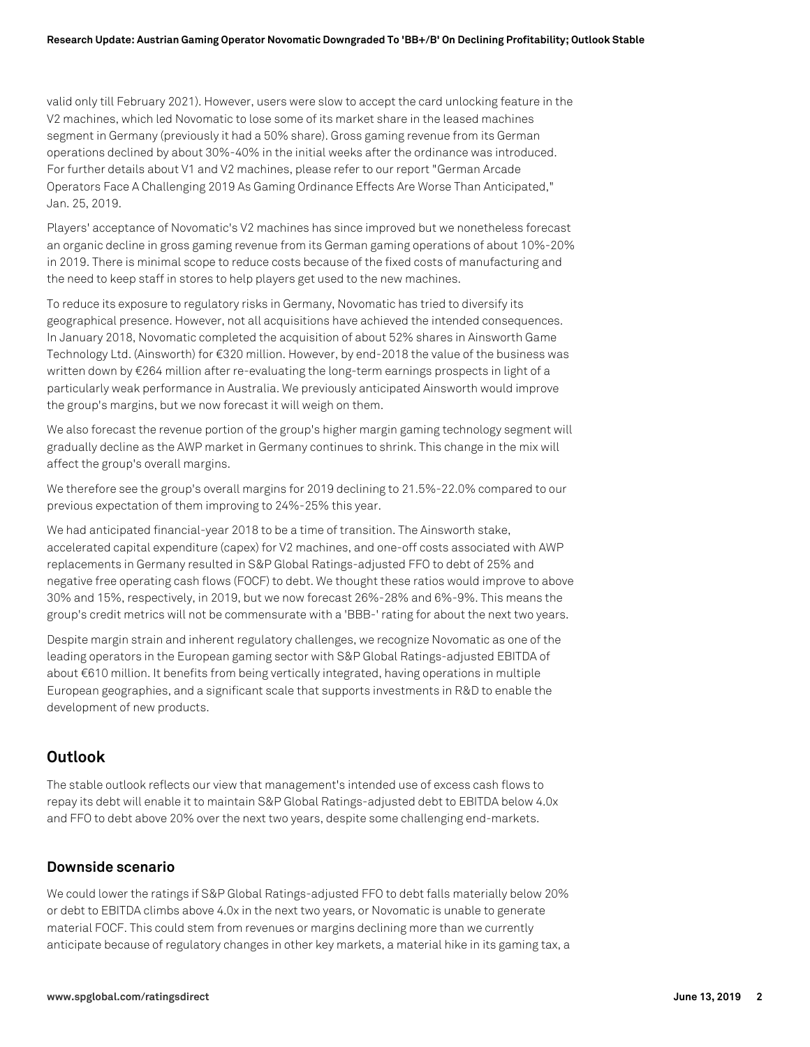valid only till February 2021). However, users were slow to accept the card unlocking feature in the V2 machines, which led Novomatic to lose some of its market share in the leased machines segment in Germany (previously it had a 50% share). Gross gaming revenue from its German operations declined by about 30%-40% in the initial weeks after the ordinance was introduced. For further details about V1 and V2 machines, please refer to our report "German Arcade Operators Face A Challenging 2019 As Gaming Ordinance Effects Are Worse Than Anticipated," Jan. 25, 2019.

Players' acceptance of Novomatic's V2 machines has since improved but we nonetheless forecast an organic decline in gross gaming revenue from its German gaming operations of about 10%-20% in 2019. There is minimal scope to reduce costs because of the fixed costs of manufacturing and the need to keep staff in stores to help players get used to the new machines.

To reduce its exposure to regulatory risks in Germany, Novomatic has tried to diversify its geographical presence. However, not all acquisitions have achieved the intended consequences. In January 2018, Novomatic completed the acquisition of about 52% shares in Ainsworth Game Technology Ltd. (Ainsworth) for €320 million. However, by end-2018 the value of the business was written down by €264 million after re-evaluating the long-term earnings prospects in light of a particularly weak performance in Australia. We previously anticipated Ainsworth would improve the group's margins, but we now forecast it will weigh on them.

We also forecast the revenue portion of the group's higher margin gaming technology segment will gradually decline as the AWP market in Germany continues to shrink. This change in the mix will affect the group's overall margins.

We therefore see the group's overall margins for 2019 declining to 21.5%-22.0% compared to our previous expectation of them improving to 24%-25% this year.

We had anticipated financial-year 2018 to be a time of transition. The Ainsworth stake, accelerated capital expenditure (capex) for V2 machines, and one-off costs associated with AWP replacements in Germany resulted in S&P Global Ratings-adjusted FFO to debt of 25% and negative free operating cash flows (FOCF) to debt. We thought these ratios would improve to above 30% and 15%, respectively, in 2019, but we now forecast 26%-28% and 6%-9%. This means the group's credit metrics will not be commensurate with a 'BBB-' rating for about the next two years.

Despite margin strain and inherent regulatory challenges, we recognize Novomatic as one of the leading operators in the European gaming sector with S&P Global Ratings-adjusted EBITDA of about €610 million. It benefits from being vertically integrated, having operations in multiple European geographies, and a significant scale that supports investments in R&D to enable the development of new products.

## Outlook

The stable outlook reflects our view that management's intended use of excess cash flows to repay its debt will enable it to maintain S&P Global Ratings-adjusted debt to EBITDA below 4.0x and FFO to debt above 20% over the next two years, despite some challenging end-markets.

### Downside scenario

We could lower the ratings if S&P Global Ratings-adjusted FFO to debt falls materially below 20% or debt to EBITDA climbs above 4.0x in the next two years, or Novomatic is unable to generate material FOCF. This could stem from revenues or margins declining more than we currently anticipate because of regulatory changes in other key markets, a material hike in its gaming tax, a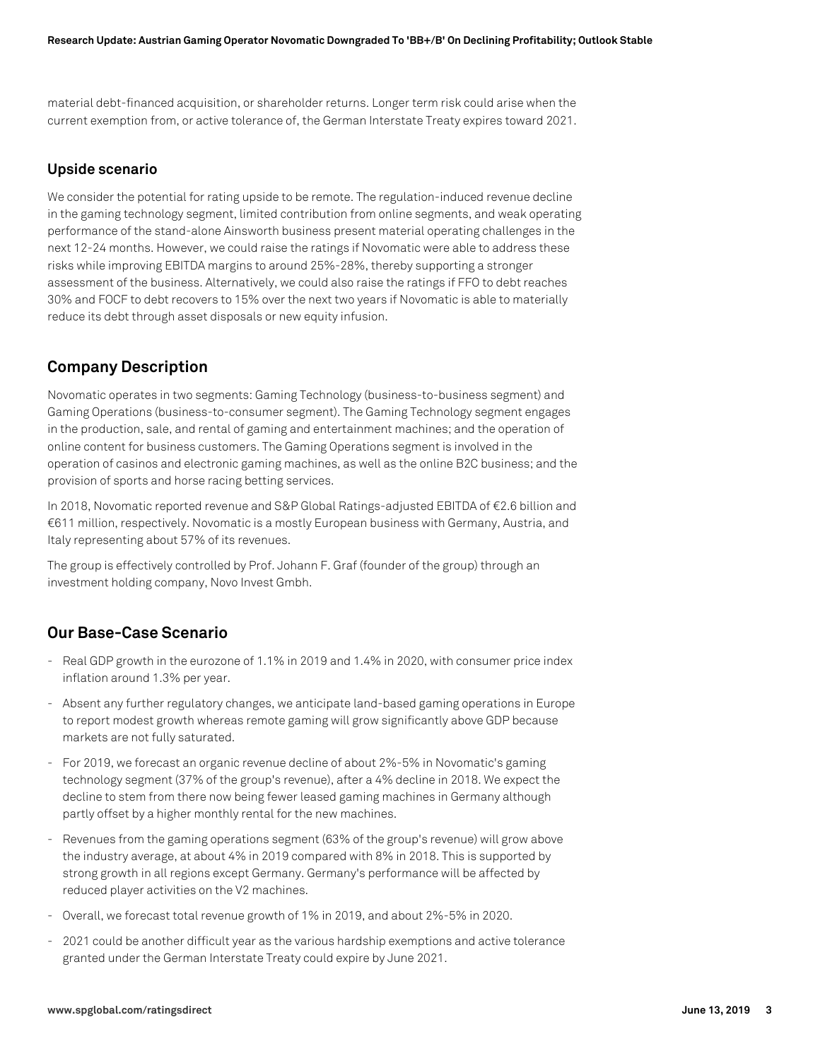material debt-financed acquisition, or shareholder returns. Longer term risk could arise when the current exemption from, or active tolerance of, the German Interstate Treaty expires toward 2021.

### Upside scenario

We consider the potential for rating upside to be remote. The regulation-induced revenue decline in the gaming technology segment, limited contribution from online segments, and weak operating performance of the stand-alone Ainsworth business present material operating challenges in the next 12-24 months. However, we could raise the ratings if Novomatic were able to address these risks while improving EBITDA margins to around 25%-28%, thereby supporting a stronger assessment of the business. Alternatively, we could also raise the ratings if FFO to debt reaches 30% and FOCF to debt recovers to 15% over the next two years if Novomatic is able to materially reduce its debt through asset disposals or new equity infusion.

## Company Description

Novomatic operates in two segments: Gaming Technology (business-to-business segment) and Gaming Operations (business-to-consumer segment). The Gaming Technology segment engages in the production, sale, and rental of gaming and entertainment machines; and the operation of online content for business customers. The Gaming Operations segment is involved in the operation of casinos and electronic gaming machines, as well as the online B2C business; and the provision of sports and horse racing betting services.

In 2018, Novomatic reported revenue and S&P Global Ratings-adjusted EBITDA of €2.6 billion and €611 million, respectively. Novomatic is a mostly European business with Germany, Austria, and Italy representing about 57% of its revenues.

The group is effectively controlled by Prof. Johann F. Graf (founder of the group) through an investment holding company, Novo Invest Gmbh.

## Our Base-Case Scenario

- Real GDP growth in the eurozone of 1.1% in 2019 and 1.4% in 2020, with consumer price index inflation around 1.3% per year.
- Absent any further regulatory changes, we anticipate land-based gaming operations in Europe to report modest growth whereas remote gaming will grow significantly above GDP because markets are not fully saturated.
- For 2019, we forecast an organic revenue decline of about 2%-5% in Novomatic's gaming technology segment (37% of the group's revenue), after a 4% decline in 2018. We expect the decline to stem from there now being fewer leased gaming machines in Germany although partly offset by a higher monthly rental for the new machines.
- Revenues from the gaming operations segment (63% of the group's revenue) will grow above the industry average, at about 4% in 2019 compared with 8% in 2018. This is supported by strong growth in all regions except Germany. Germany's performance will be affected by reduced player activities on the V2 machines.
- Overall, we forecast total revenue growth of 1% in 2019, and about 2%-5% in 2020.
- 2021 could be another difficult year as the various hardship exemptions and active tolerance granted under the German Interstate Treaty could expire by June 2021.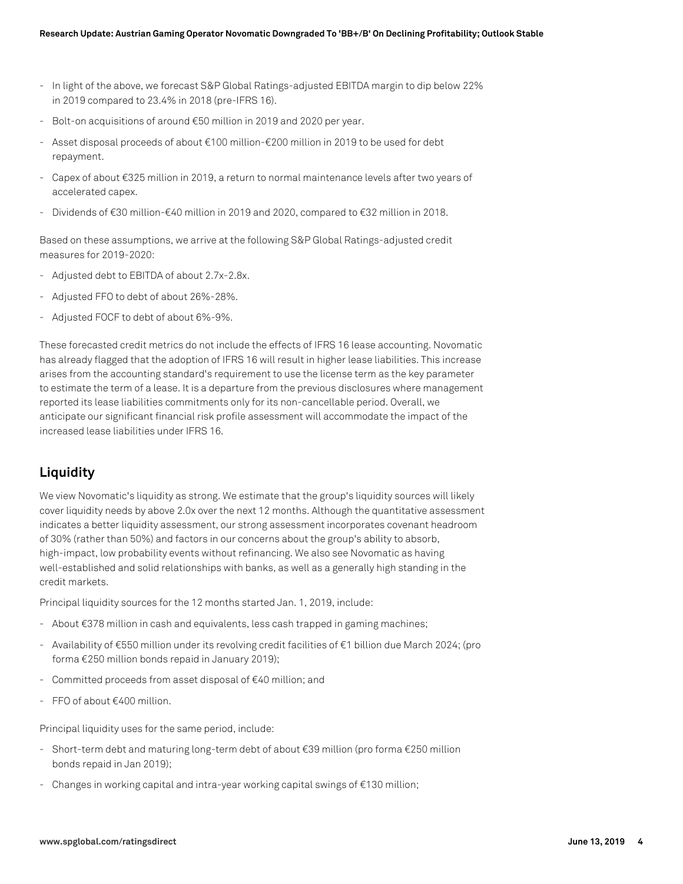- In light of the above, we forecast S&P Global Ratings-adjusted EBITDA margin to dip below 22% in 2019 compared to 23.4% in 2018 (pre-IFRS 16).
- Bolt-on acquisitions of around €50 million in 2019 and 2020 per year.
- Asset disposal proceeds of about €100 million-€200 million in 2019 to be used for debt repayment.
- Capex of about €325 million in 2019, a return to normal maintenance levels after two years of accelerated capex.
- Dividends of €30 million-€40 million in 2019 and 2020, compared to €32 million in 2018.

Based on these assumptions, we arrive at the following S&P Global Ratings-adjusted credit measures for 2019-2020:

- Adjusted debt to EBITDA of about 2.7x-2.8x.
- Adjusted FFO to debt of about 26%-28%.
- Adjusted FOCF to debt of about 6%-9%.

These forecasted credit metrics do not include the effects of IFRS 16 lease accounting. Novomatic has already flagged that the adoption of IFRS 16 will result in higher lease liabilities. This increase arises from the accounting standard's requirement to use the license term as the key parameter to estimate the term of a lease. It is a departure from the previous disclosures where management reported its lease liabilities commitments only for its non-cancellable period. Overall, we anticipate our significant financial risk profile assessment will accommodate the impact of the increased lease liabilities under IFRS 16.

## Liquidity

We view Novomatic's liquidity as strong. We estimate that the group's liquidity sources will likely cover liquidity needs by above 2.0x over the next 12 months. Although the quantitative assessment indicates a better liquidity assessment, our strong assessment incorporates covenant headroom of 30% (rather than 50%) and factors in our concerns about the group's ability to absorb, high-impact, low probability events without refinancing. We also see Novomatic as having well-established and solid relationships with banks, as well as a generally high standing in the credit markets.

Principal liquidity sources for the 12 months started Jan. 1, 2019, include:

- About €378 million in cash and equivalents, less cash trapped in gaming machines;
- Availability of €550 million under its revolving credit facilities of €1 billion due March 2024; (pro forma €250 million bonds repaid in January 2019);
- Committed proceeds from asset disposal of €40 million; and
- FFO of about €400 million.

Principal liquidity uses for the same period, include:

- Short-term debt and maturing long-term debt of about €39 million (pro forma €250 million bonds repaid in Jan 2019);
- Changes in working capital and intra-year working capital swings of €130 million;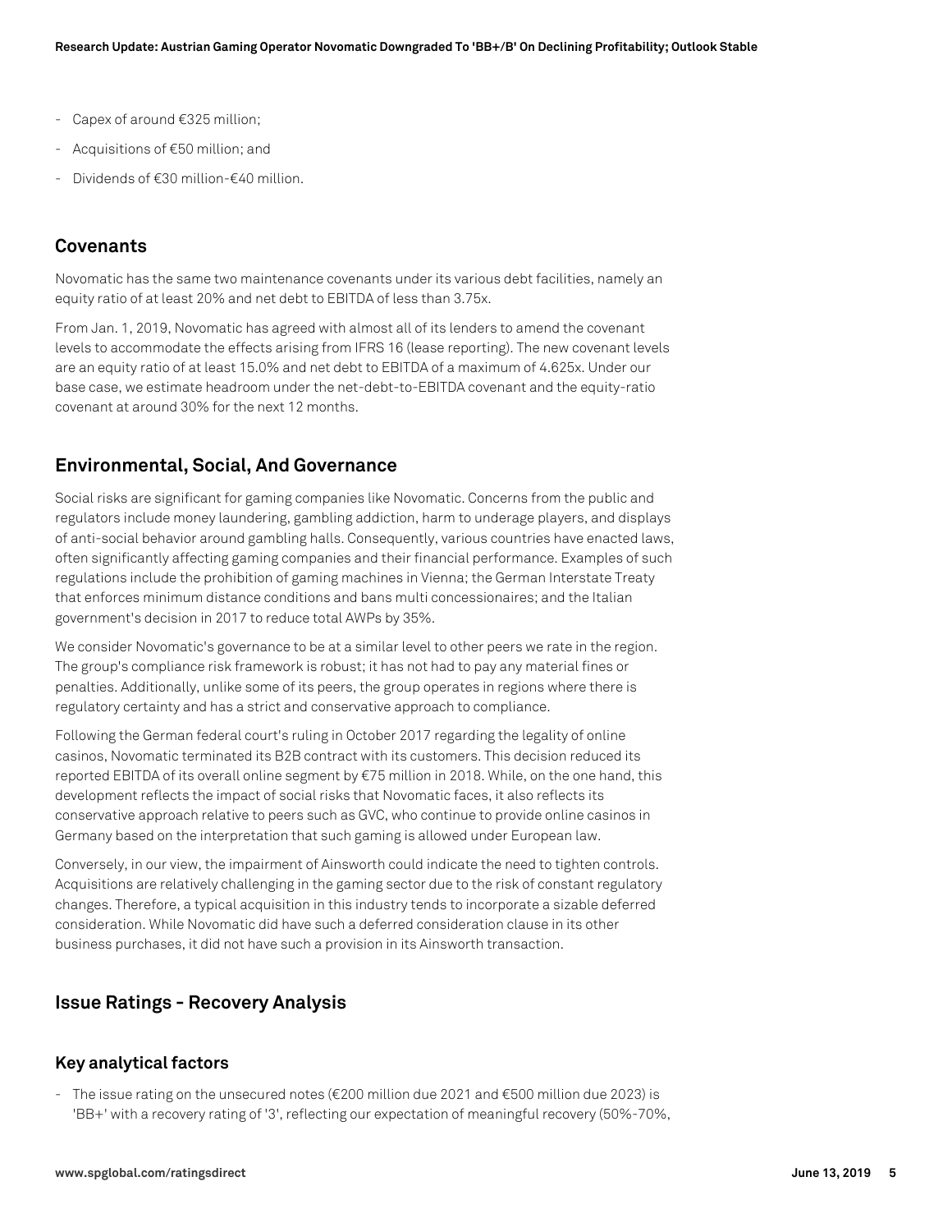- Capex of around €325 million;
- Acquisitions of €50 million; and
- Dividends of €30 million-€40 million.

## Covenants

Novomatic has the same two maintenance covenants under its various debt facilities, namely an equity ratio of at least 20% and net debt to EBITDA of less than 3.75x.

From Jan. 1, 2019, Novomatic has agreed with almost all of its lenders to amend the covenant levels to accommodate the effects arising from IFRS 16 (lease reporting). The new covenant levels are an equity ratio of at least 15.0% and net debt to EBITDA of a maximum of 4.625x. Under our base case, we estimate headroom under the net-debt-to-EBITDA covenant and the equity-ratio covenant at around 30% for the next 12 months.

## Environmental, Social, And Governance

Social risks are significant for gaming companies like Novomatic. Concerns from the public and regulators include money laundering, gambling addiction, harm to underage players, and displays of anti-social behavior around gambling halls. Consequently, various countries have enacted laws, often significantly affecting gaming companies and their financial performance. Examples of such regulations include the prohibition of gaming machines in Vienna; the German Interstate Treaty that enforces minimum distance conditions and bans multi concessionaires; and the Italian government's decision in 2017 to reduce total AWPs by 35%.

We consider Novomatic's governance to be at a similar level to other peers we rate in the region. The group's compliance risk framework is robust; it has not had to pay any material fines or penalties. Additionally, unlike some of its peers, the group operates in regions where there is regulatory certainty and has a strict and conservative approach to compliance.

Following the German federal court's ruling in October 2017 regarding the legality of online casinos, Novomatic terminated its B2B contract with its customers. This decision reduced its reported EBITDA of its overall online segment by €75 million in 2018. While, on the one hand, this development reflects the impact of social risks that Novomatic faces, it also reflects its conservative approach relative to peers such as GVC, who continue to provide online casinos in Germany based on the interpretation that such gaming is allowed under European law.

Conversely, in our view, the impairment of Ainsworth could indicate the need to tighten controls. Acquisitions are relatively challenging in the gaming sector due to the risk of constant regulatory changes. Therefore, a typical acquisition in this industry tends to incorporate a sizable deferred consideration. While Novomatic did have such a deferred consideration clause in its other business purchases, it did not have such a provision in its Ainsworth transaction.

## Issue Ratings - Recovery Analysis

### Key analytical factors

- The issue rating on the unsecured notes (€200 million due 2021 and €500 million due 2023) is 'BB+' with a recovery rating of '3', reflecting our expectation of meaningful recovery (50%-70%,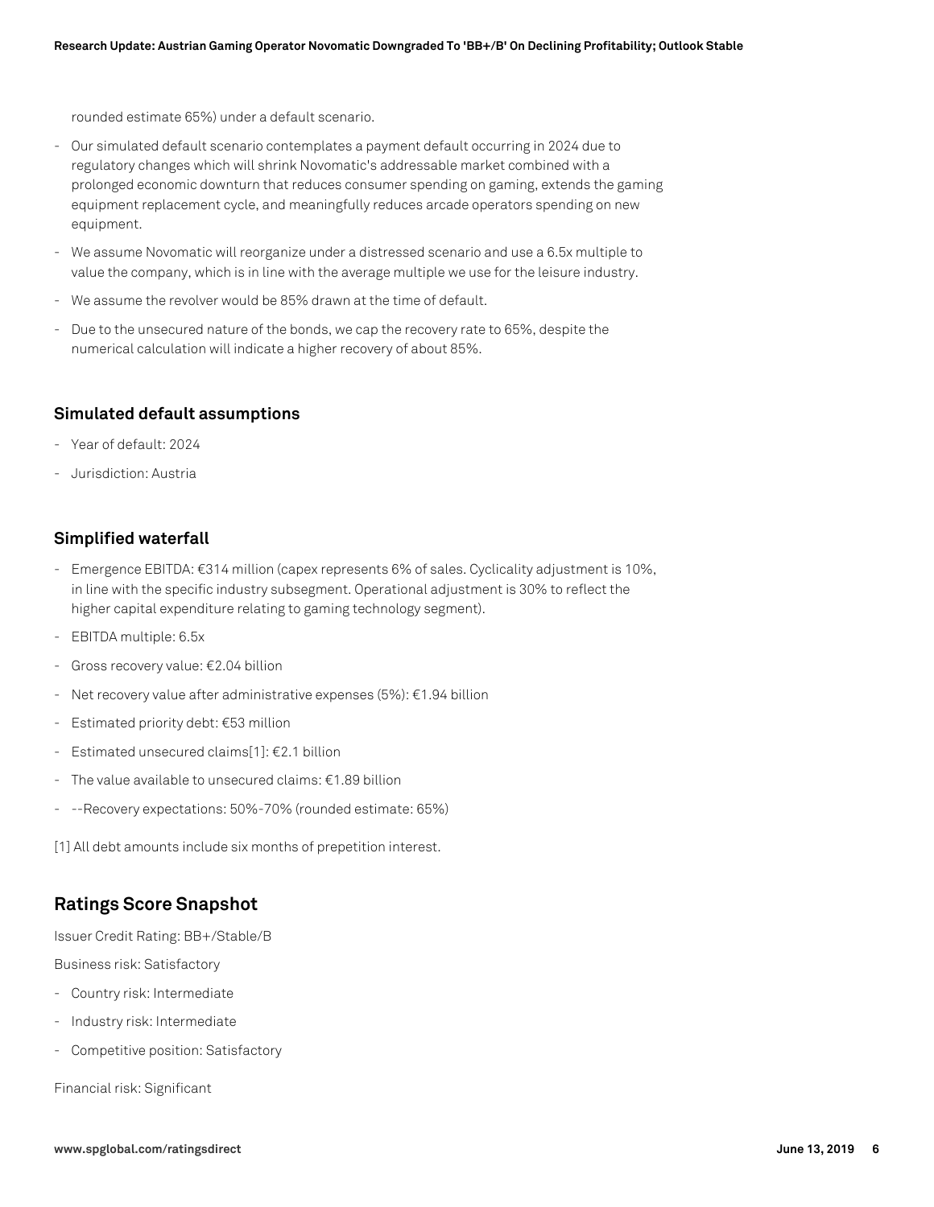rounded estimate 65%) under a default scenario.

- Our simulated default scenario contemplates a payment default occurring in 2024 due to regulatory changes which will shrink Novomatic's addressable market combined with a prolonged economic downturn that reduces consumer spending on gaming, extends the gaming equipment replacement cycle, and meaningfully reduces arcade operators spending on new equipment.
- We assume Novomatic will reorganize under a distressed scenario and use a 6.5x multiple to value the company, which is in line with the average multiple we use for the leisure industry.
- We assume the revolver would be 85% drawn at the time of default.
- Due to the unsecured nature of the bonds, we cap the recovery rate to 65%, despite the numerical calculation will indicate a higher recovery of about 85%.

### Simulated default assumptions

- Year of default: 2024
- Jurisdiction: Austria

### Simplified waterfall

- Emergence EBITDA: €314 million (capex represents 6% of sales. Cyclicality adjustment is 10%, in line with the specific industry subsegment. Operational adjustment is 30% to reflect the higher capital expenditure relating to gaming technology segment).
- EBITDA multiple: 6.5x
- Gross recovery value: €2.04 billion
- Net recovery value after administrative expenses (5%): €1.94 billion
- Estimated priority debt: €53 million
- Estimated unsecured claims[1]: €2.1 billion
- The value available to unsecured claims: €1.89 billion
- --Recovery expectations: 50%-70% (rounded estimate: 65%)

[1] All debt amounts include six months of prepetition interest.

## Ratings Score Snapshot

Issuer Credit Rating: BB+/Stable/B

Business risk: Satisfactory

- Country risk: Intermediate
- Industry risk: Intermediate
- Competitive position: Satisfactory

Financial risk: Significant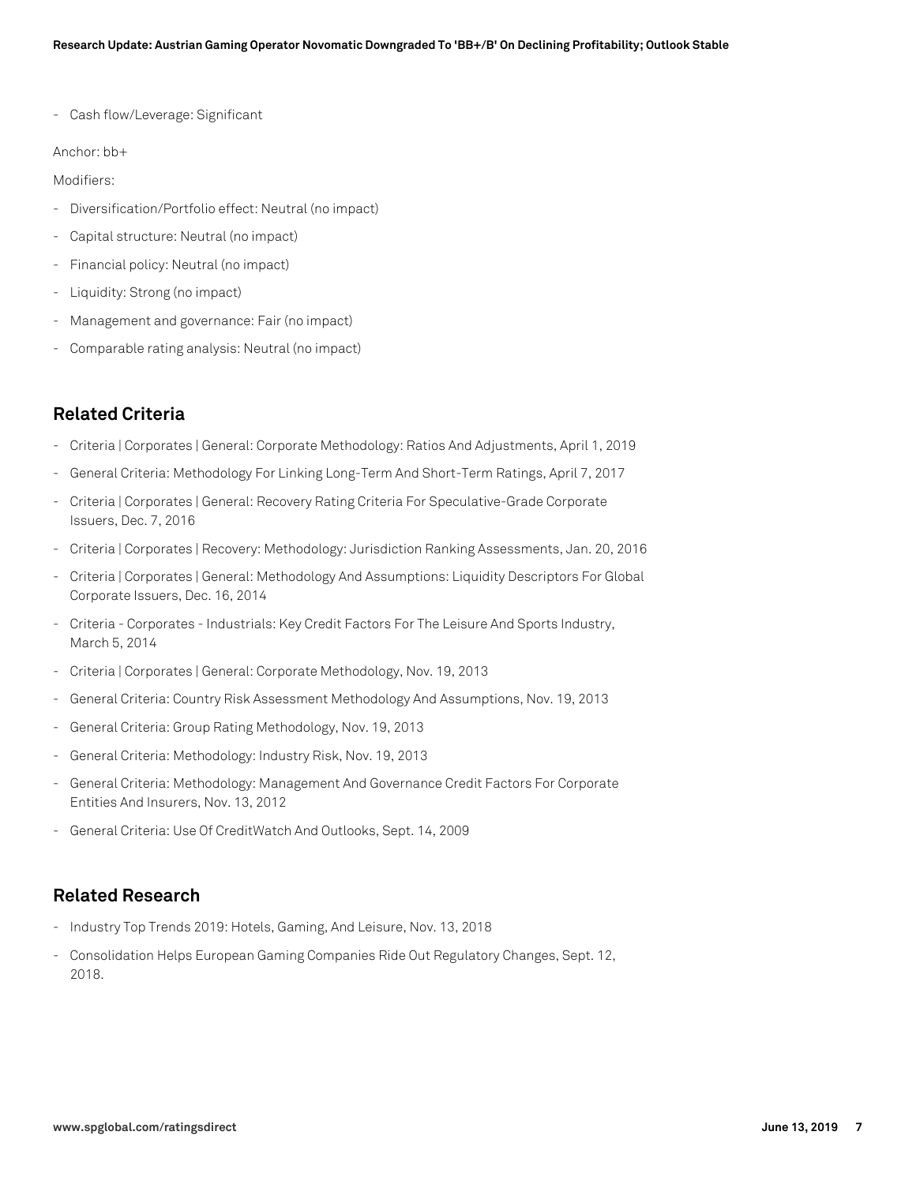- Cash flow/Leverage: Significant

Anchor: bb+

Modifiers:

- Diversification/Portfolio effect: Neutral (no impact)
- Capital structure: Neutral (no impact)
- Financial policy: Neutral (no impact)
- Liquidity: Strong (no impact)
- Management and governance: Fair (no impact)
- Comparable rating analysis: Neutral (no impact)

## Related Criteria

- Criteria | Corporates | General: Corporate Methodology: Ratios And Adjustments, April 1, 2019
- General Criteria: Methodology For Linking Long-Term And Short-Term Ratings, April 7, 2017
- Criteria | Corporates | General: Recovery Rating Criteria For Speculative-Grade Corporate Issuers, Dec. 7, 2016
- Criteria | Corporates | Recovery: Methodology: Jurisdiction Ranking Assessments, Jan. 20, 2016
- Criteria | Corporates | General: Methodology And Assumptions: Liquidity Descriptors For Global Corporate Issuers, Dec. 16, 2014
- Criteria - Corporates - Industrials: Key Credit Factors For The Leisure And Sports Industry, March 5, 2014
- Criteria | Corporates | General: Corporate Methodology, Nov. 19, 2013
- General Criteria: Country Risk Assessment Methodology And Assumptions, Nov. 19, 2013
- General Criteria: Group Rating Methodology, Nov. 19, 2013
- General Criteria: Methodology: Industry Risk, Nov. 19, 2013
- General Criteria: Methodology: Management And Governance Credit Factors For Corporate Entities And Insurers, Nov. 13, 2012
- General Criteria: Use Of CreditWatch And Outlooks, Sept. 14, 2009

## Related Research

- Industry Top Trends 2019: Hotels, Gaming, And Leisure, Nov. 13, 2018
- Consolidation Helps European Gaming Companies Ride Out Regulatory Changes, Sept. 12, 2018.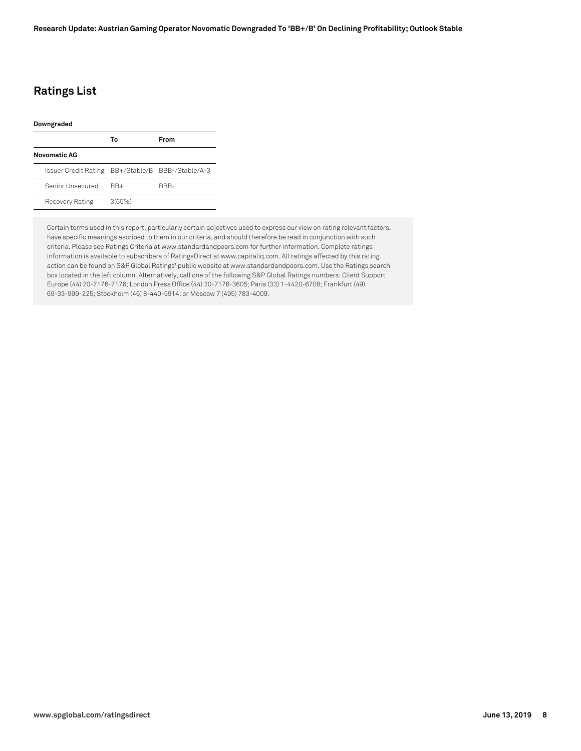## Ratings List

**Downgraded**

| | To | From |
|---|---|---|
| **Novomatic AG** | | |
| Issuer Credit Rating | BB+/Stable/B | BBB-/Stable/A-3 |
| Senior Unsecured | BB+ | BBB- |
| Recovery Rating | 3(65%) | |

Certain terms used in this report, particularly certain adjectives used to express our view on rating relevant factors, have specific meanings ascribed to them in our criteria, and should therefore be read in conjunction with such criteria. Please see Ratings Criteria at www.standardandpoors.com for further information. Complete ratings information is available to subscribers of RatingsDirect at www.capitaliq.com. All ratings affected by this rating action can be found on S&P Global Ratings' public website at www.standardandpoors.com. Use the Ratings search box located in the left column. Alternatively, call one of the following S&P Global Ratings numbers: Client Support Europe (44) 20-7176-7176; London Press Office (44) 20-7176-3605; Paris (33) 1-4420-6708; Frankfurt (49) 69-33-999-225; Stockholm (46) 8-440-5914; or Moscow 7 (495) 783-4009.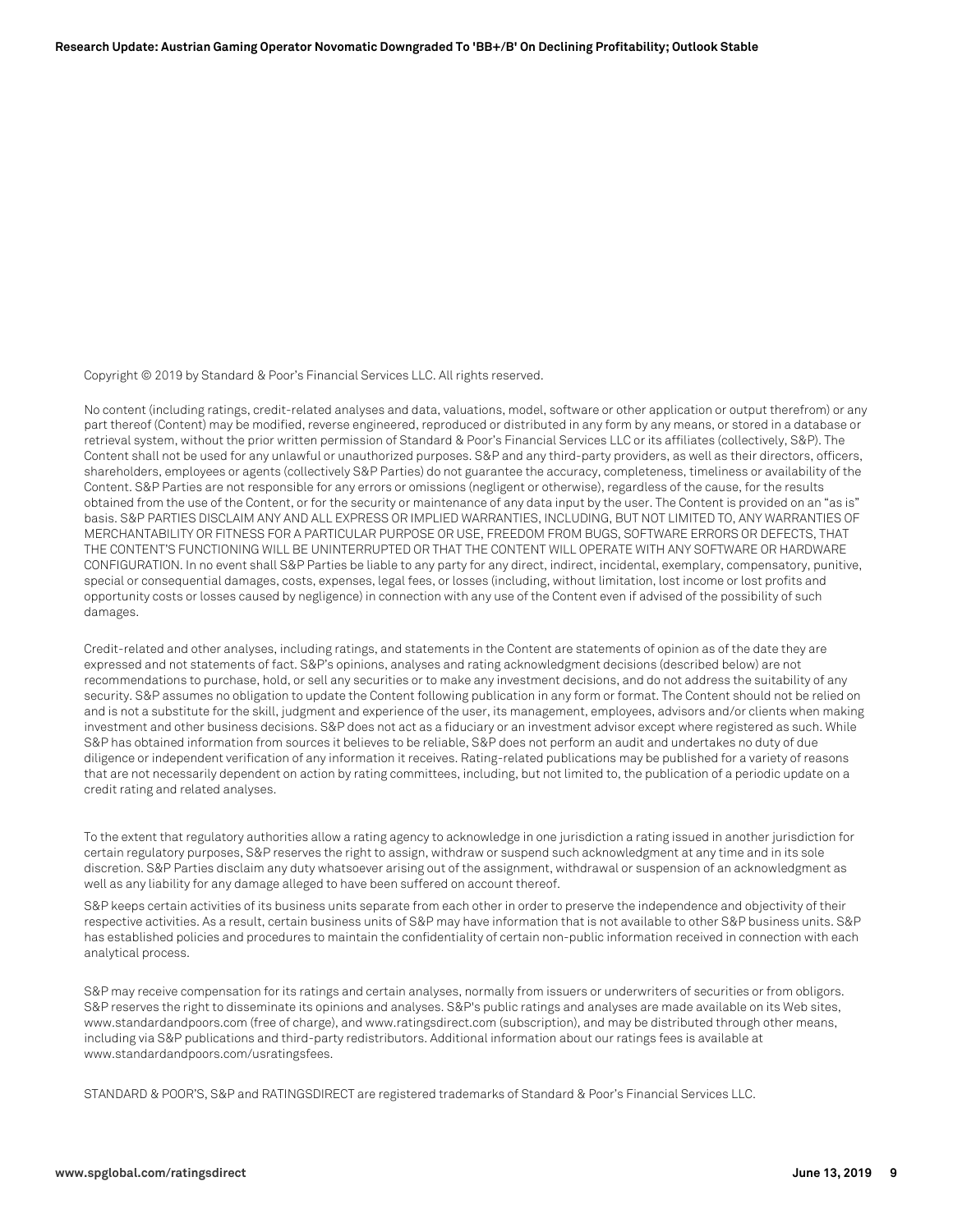Copyright © 2019 by Standard & Poor's Financial Services LLC. All rights reserved.

No content (including ratings, credit-related analyses and data, valuations, model, software or other application or output therefrom) or any part thereof (Content) may be modified, reverse engineered, reproduced or distributed in any form by any means, or stored in a database or retrieval system, without the prior written permission of Standard & Poor's Financial Services LLC or its affiliates (collectively, S&P). The Content shall not be used for any unlawful or unauthorized purposes. S&P and any third-party providers, as well as their directors, officers, shareholders, employees or agents (collectively S&P Parties) do not guarantee the accuracy, completeness, timeliness or availability of the Content. S&P Parties are not responsible for any errors or omissions (negligent or otherwise), regardless of the cause, for the results obtained from the use of the Content, or for the security or maintenance of any data input by the user. The Content is provided on an "as is" basis. S&P PARTIES DISCLAIM ANY AND ALL EXPRESS OR IMPLIED WARRANTIES, INCLUDING, BUT NOT LIMITED TO, ANY WARRANTIES OF MERCHANTABILITY OR FITNESS FOR A PARTICULAR PURPOSE OR USE, FREEDOM FROM BUGS, SOFTWARE ERRORS OR DEFECTS, THAT THE CONTENT'S FUNCTIONING WILL BE UNINTERRUPTED OR THAT THE CONTENT WILL OPERATE WITH ANY SOFTWARE OR HARDWARE CONFIGURATION. In no event shall S&P Parties be liable to any party for any direct, indirect, incidental, exemplary, compensatory, punitive, special or consequential damages, costs, expenses, legal fees, or losses (including, without limitation, lost income or lost profits and opportunity costs or losses caused by negligence) in connection with any use of the Content even if advised of the possibility of such damages.

Credit-related and other analyses, including ratings, and statements in the Content are statements of opinion as of the date they are expressed and not statements of fact. S&P's opinions, analyses and rating acknowledgment decisions (described below) are not recommendations to purchase, hold, or sell any securities or to make any investment decisions, and do not address the suitability of any security. S&P assumes no obligation to update the Content following publication in any form or format. The Content should not be relied on and is not a substitute for the skill, judgment and experience of the user, its management, employees, advisors and/or clients when making investment and other business decisions. S&P does not act as a fiduciary or an investment advisor except where registered as such. While S&P has obtained information from sources it believes to be reliable, S&P does not perform an audit and undertakes no duty of due diligence or independent verification of any information it receives. Rating-related publications may be published for a variety of reasons that are not necessarily dependent on action by rating committees, including, but not limited to, the publication of a periodic update on a credit rating and related analyses.

To the extent that regulatory authorities allow a rating agency to acknowledge in one jurisdiction a rating issued in another jurisdiction for certain regulatory purposes, S&P reserves the right to assign, withdraw or suspend such acknowledgment at any time and in its sole discretion. S&P Parties disclaim any duty whatsoever arising out of the assignment, withdrawal or suspension of an acknowledgment as well as any liability for any damage alleged to have been suffered on account thereof.

S&P keeps certain activities of its business units separate from each other in order to preserve the independence and objectivity of their respective activities. As a result, certain business units of S&P may have information that is not available to other S&P business units. S&P has established policies and procedures to maintain the confidentiality of certain non-public information received in connection with each analytical process.

S&P may receive compensation for its ratings and certain analyses, normally from issuers or underwriters of securities or from obligors. S&P reserves the right to disseminate its opinions and analyses. S&P's public ratings and analyses are made available on its Web sites, www.standardandpoors.com (free of charge), and www.ratingsdirect.com (subscription), and may be distributed through other means, including via S&P publications and third-party redistributors. Additional information about our ratings fees is available at www.standardandpoors.com/usratingsfees.

STANDARD & POOR'S, S&P and RATINGSDIRECT are registered trademarks of Standard & Poor's Financial Services LLC.